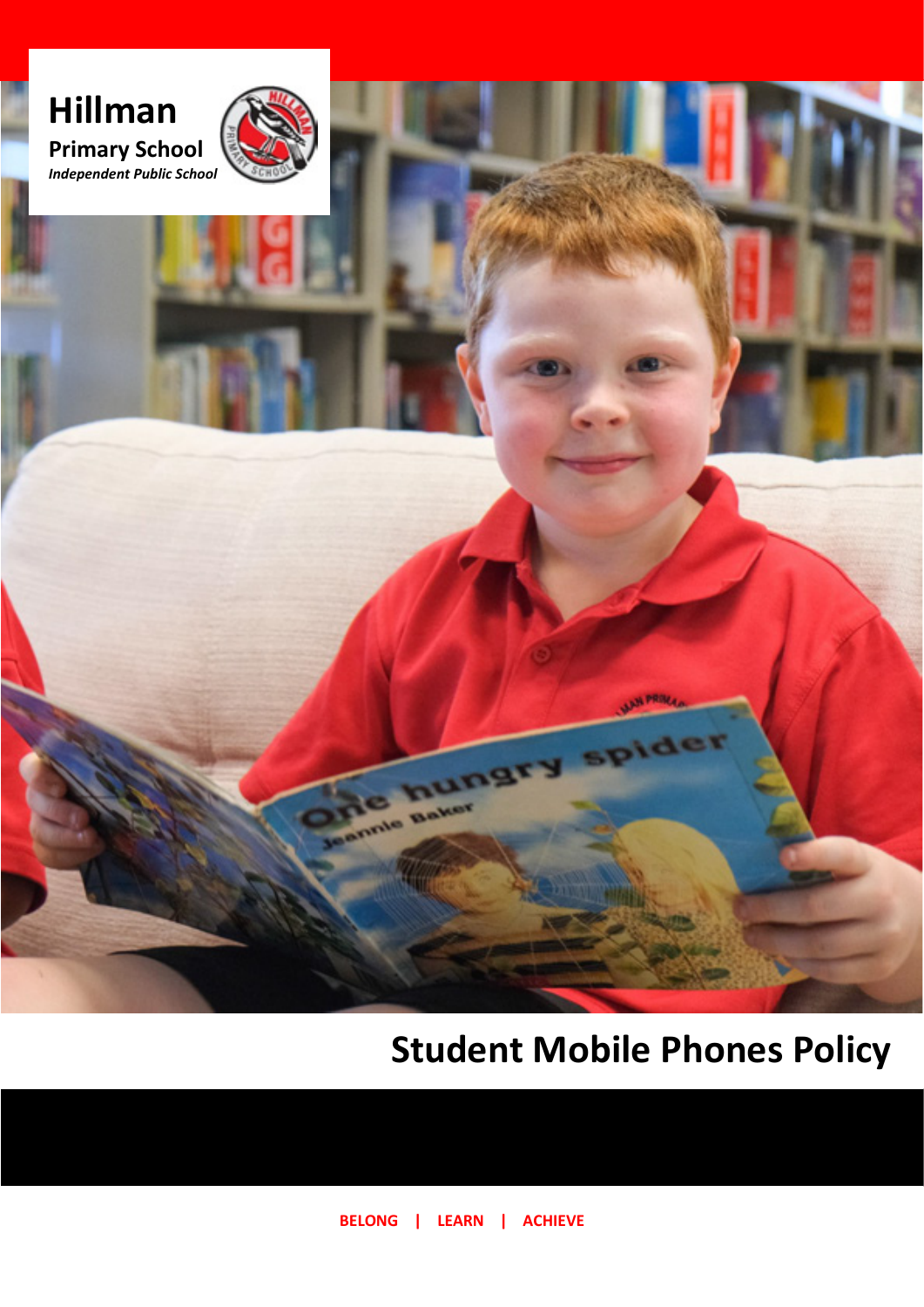# Hillman

Primary School

*Independent Public School*

# Student Mobile Phones Policy

**BELONG | LEARN | ACHIEVE**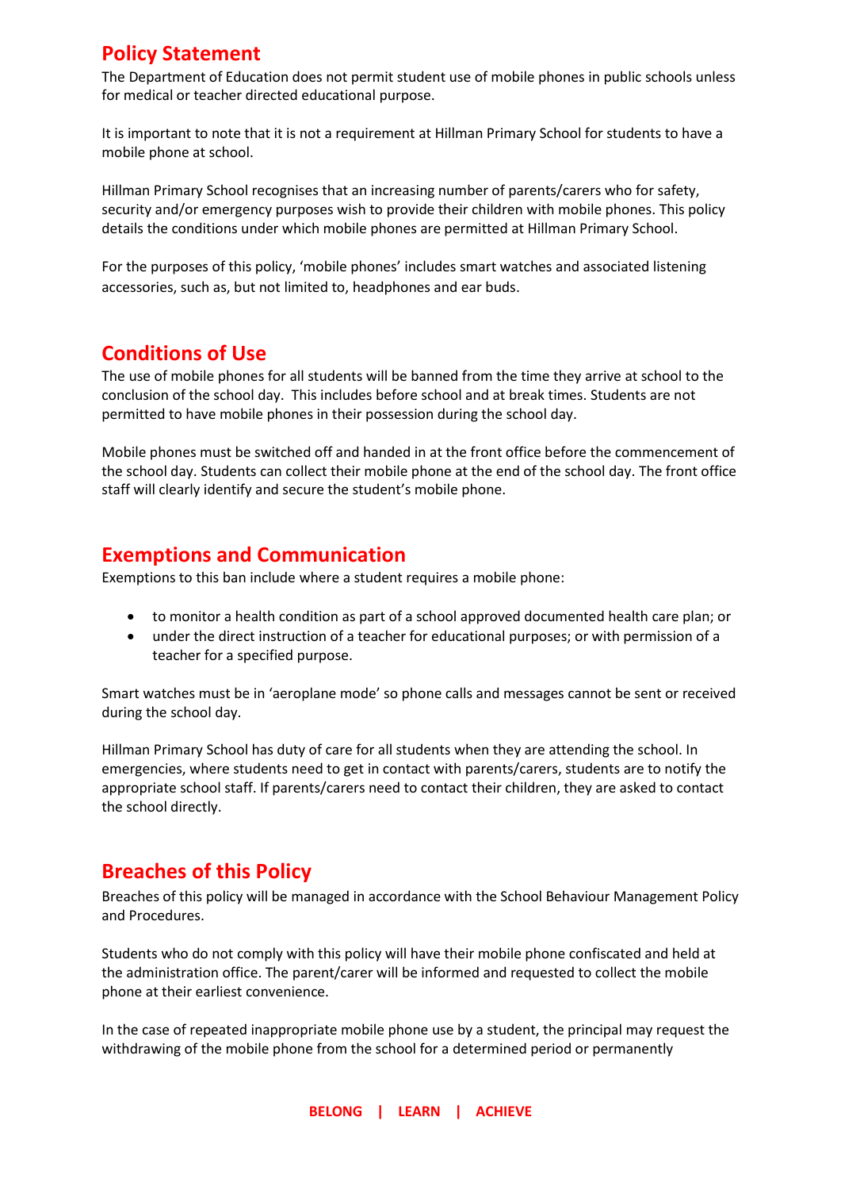## Policy Statement

The Department of Education does not permit student use of mobile phones in public schools unless for medical or teacher directed educational purpose.

It is important to note that it is not a requirement at Hillman Primary School for students to have a mobile phone at school.

Hillman Primary School recognises that an increasing number of parents/carers who for safety, security and/or emergency purposes wish to provide their children with mobile phones. This policy details the conditions under which mobile phones are permitted at Hillman Primary School.

For the purposes of this policy, 'mobile phones' includes smart watches and associated listening accessories, such as, but not limited to, headphones and ear buds.

## Conditions of Use

The use of mobile phones for all students will be banned from the time they arrive at school to the conclusion of the school day. This includes before school and at break times. Students are not permitted to have mobile phones in their possession during the school day.

Mobile phones must be switched off and handed in at the front office before the commencement of the school day. Students can collect their mobile phone at the end of the school day. The front office staff will clearly identify and secure the student's mobile phone.

## Exemptions and Communication

Exemptions to this ban include where a student requires a mobile phone:

- to monitor a health condition as part of a school approved documented health care plan; or
- under the direct instruction of a teacher for educational purposes; or with permission of a teacher for a specified purpose.

Smart watches must be in 'aeroplane mode' so phone calls and messages cannot be sent or received during the school day.

Hillman Primary School has duty of care for all students when they are attending the school. In emergencies, where students need to get in contact with parents/carers, students are to notify the appropriate school staff. If parents/carers need to contact their children, they are asked to contact the school directly.

## Breaches of this Policy

Breaches of this policy will be managed in accordance with the School Behaviour Management Policy and Procedures.

Students who do not comply with this policy will have their mobile phone confiscated and held at the administration office. The parent/carer will be informed and requested to collect the mobile phone at their earliest convenience.

In the case of repeated inappropriate mobile phone use by a student, the principal may request the withdrawing of the mobile phone from the school for a determined period or permanently

**BELONG | LEARN | ACHIEVE**